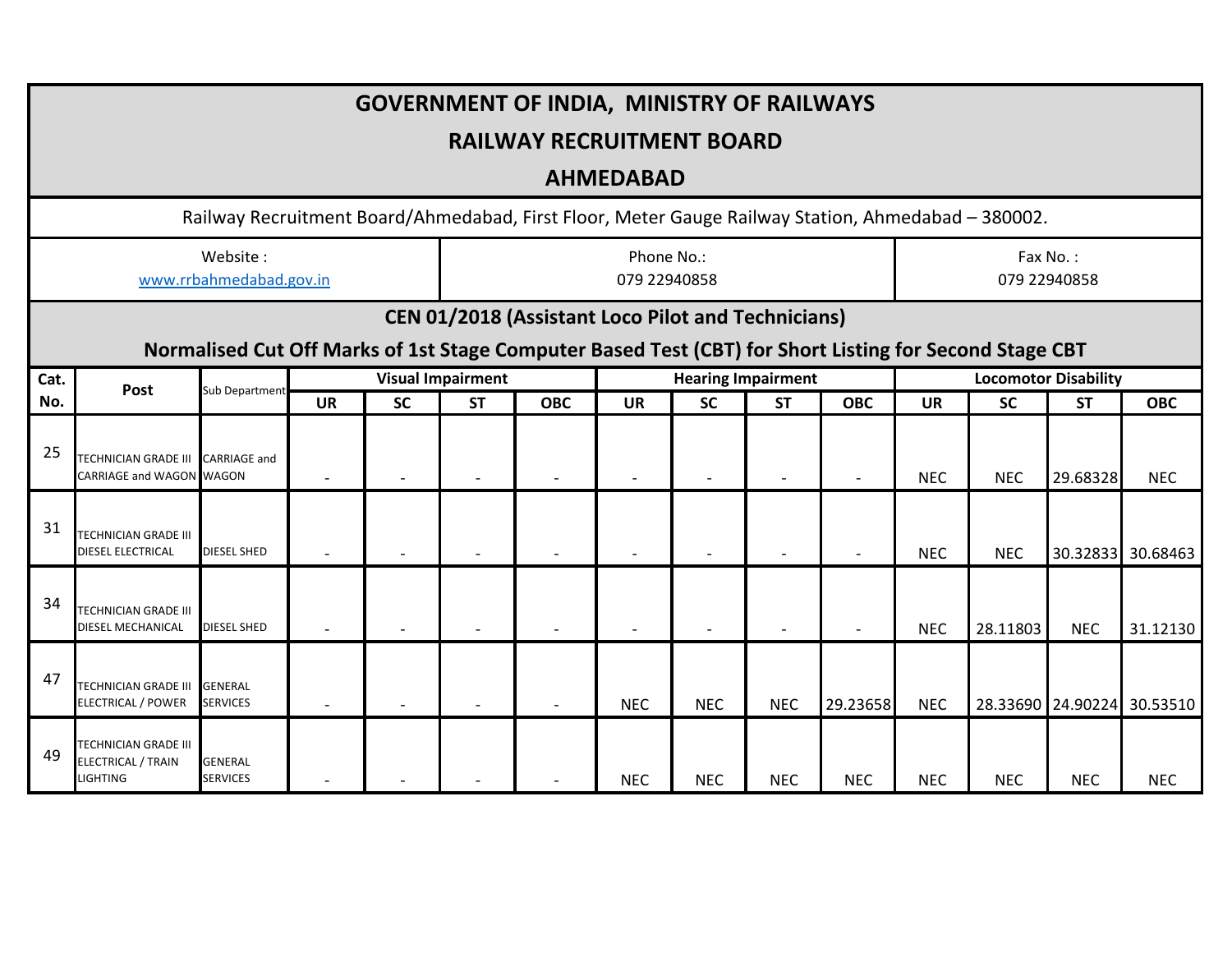# GOVERNMENT OF INDIA, MINISTRY OF RAILWAYS

# RAILWAY RECRUITMENT BOARD

# AHMEDABAD

Railway Recruitment Board/Ahmedabad, First Floor, Meter Gauge Railway Station, Ahmedabad – 380002.

| Website : | Phone No.: | Fax No. : |
|---|---|---|
| www.rrbahmedabad.gov.in | 079 22940858 | 079 22940858 |

## CEN 01/2018 (Assistant Loco Pilot and Technicians)

## Normalised Cut Off Marks of 1st Stage Computer Based Test (CBT) for Short Listing for Second Stage CBT

| Cat. No. | Post | Sub Department | Visual Impairment | | | | Hearing Impairment | | | | Locomotor Disability | | | |
|---|---|---|---|---|---|---|---|---|---|---|---|---|---|---|
| | | | UR | SC | ST | OBC | UR | SC | ST | OBC | UR | SC | ST | OBC |
| 25 | TECHNICIAN GRADE III CARRIAGE and WAGON | CARRIAGE and WAGON | - | - | - | - | - | - | - | - | NEC | NEC | 29.68328 | NEC |
| 31 | TECHNICIAN GRADE III DIESEL ELECTRICAL | DIESEL SHED | - | - | - | - | - | - | - | - | NEC | NEC | 30.32833 | 30.68463 |
| 34 | TECHNICIAN GRADE III DIESEL MECHANICAL | DIESEL SHED | - | - | - | - | - | - | - | - | NEC | 28.11803 | NEC | 31.12130 |
| 47 | TECHNICIAN GRADE III ELECTRICAL / POWER | GENERAL SERVICES | - | - | - | - | NEC | NEC | NEC | 29.23658 | NEC | 28.33690 | 24.90224 | 30.53510 |
| 49 | TECHNICIAN GRADE III ELECTRICAL / TRAIN LIGHTING | GENERAL SERVICES | - | - | - | - | NEC | NEC | NEC | NEC | NEC | NEC | NEC | NEC |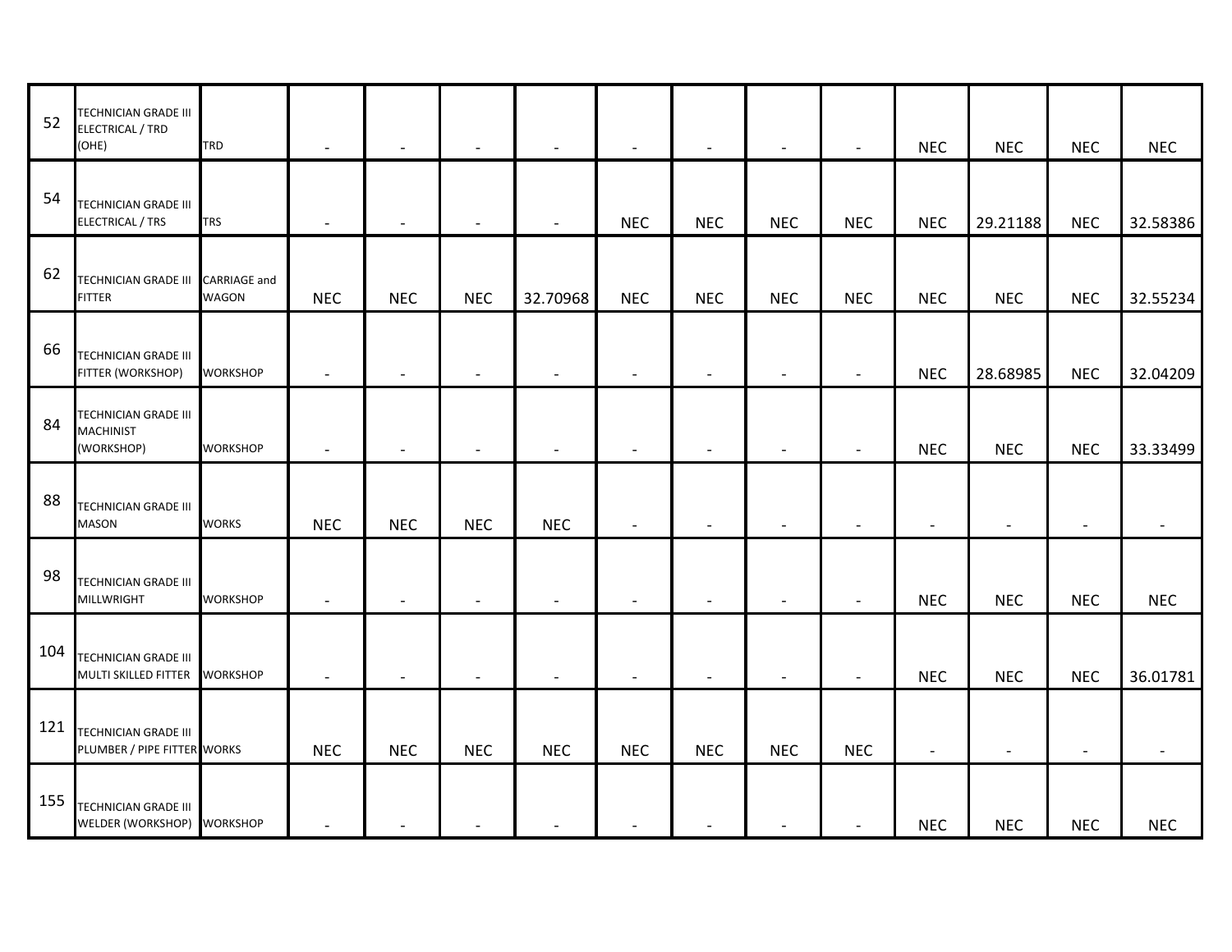| 52 | TECHNICIAN GRADE III ELECTRICAL / TRD (OHE) | TRD | - | - | - | - | - | - | - | - | NEC | NEC | NEC | NEC |
|---|---|---|---|---|---|---|---|---|---|---|---|---|---|---|
| 54 | TECHNICIAN GRADE III ELECTRICAL / TRS | TRS | - | - | - | - | NEC | NEC | NEC | NEC | NEC | 29.21188 | NEC | 32.58386 |
| 62 | TECHNICIAN GRADE III FITTER | CARRIAGE and WAGON | NEC | NEC | NEC | 32.70968 | NEC | NEC | NEC | NEC | NEC | NEC | NEC | 32.55234 |
| 66 | TECHNICIAN GRADE III FITTER (WORKSHOP) | WORKSHOP | - | - | - | - | - | - | - | - | NEC | 28.68985 | NEC | 32.04209 |
| 84 | TECHNICIAN GRADE III MACHINIST (WORKSHOP) | WORKSHOP | - | - | - | - | - | - | - | - | NEC | NEC | NEC | 33.33499 |
| 88 | TECHNICIAN GRADE III MASON | WORKS | NEC | NEC | NEC | NEC | - | - | - | - | - | - | - | - |
| 98 | TECHNICIAN GRADE III MILLWRIGHT | WORKSHOP | - | - | - | - | - | - | - | - | NEC | NEC | NEC | NEC |
| 104 | TECHNICIAN GRADE III MULTI SKILLED FITTER | WORKSHOP | - | - | - | - | - | - | - | - | NEC | NEC | NEC | 36.01781 |
| 121 | TECHNICIAN GRADE III PLUMBER / PIPE FITTER | WORKS | NEC | NEC | NEC | NEC | NEC | NEC | NEC | NEC | - | - | - | - |
| 155 | TECHNICIAN GRADE III WELDER (WORKSHOP) | WORKSHOP | - | - | - | - | - | - | - | - | NEC | NEC | NEC | NEC |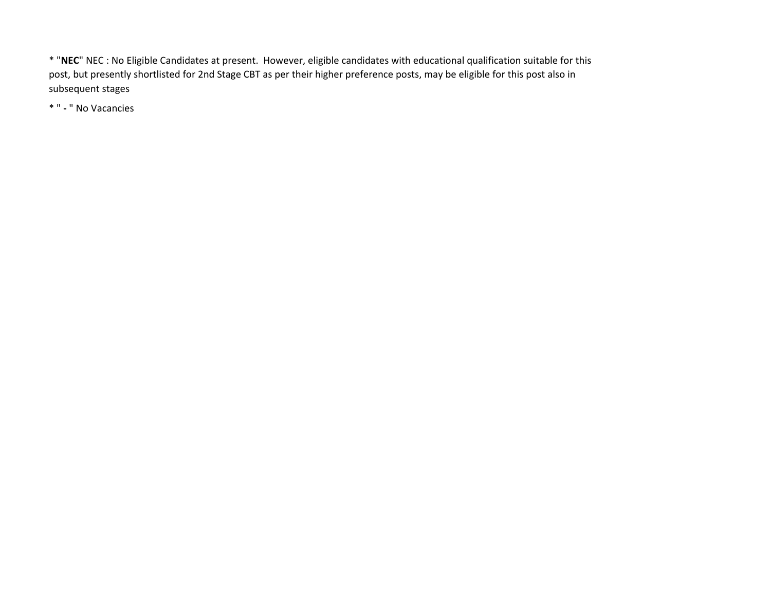* "**NEC**" NEC : No Eligible Candidates at present. However, eligible candidates with educational qualification suitable for this post, but presently shortlisted for 2nd Stage CBT as per their higher preference posts, may be eligible for this post also in subsequent stages

* " **-** " No Vacancies